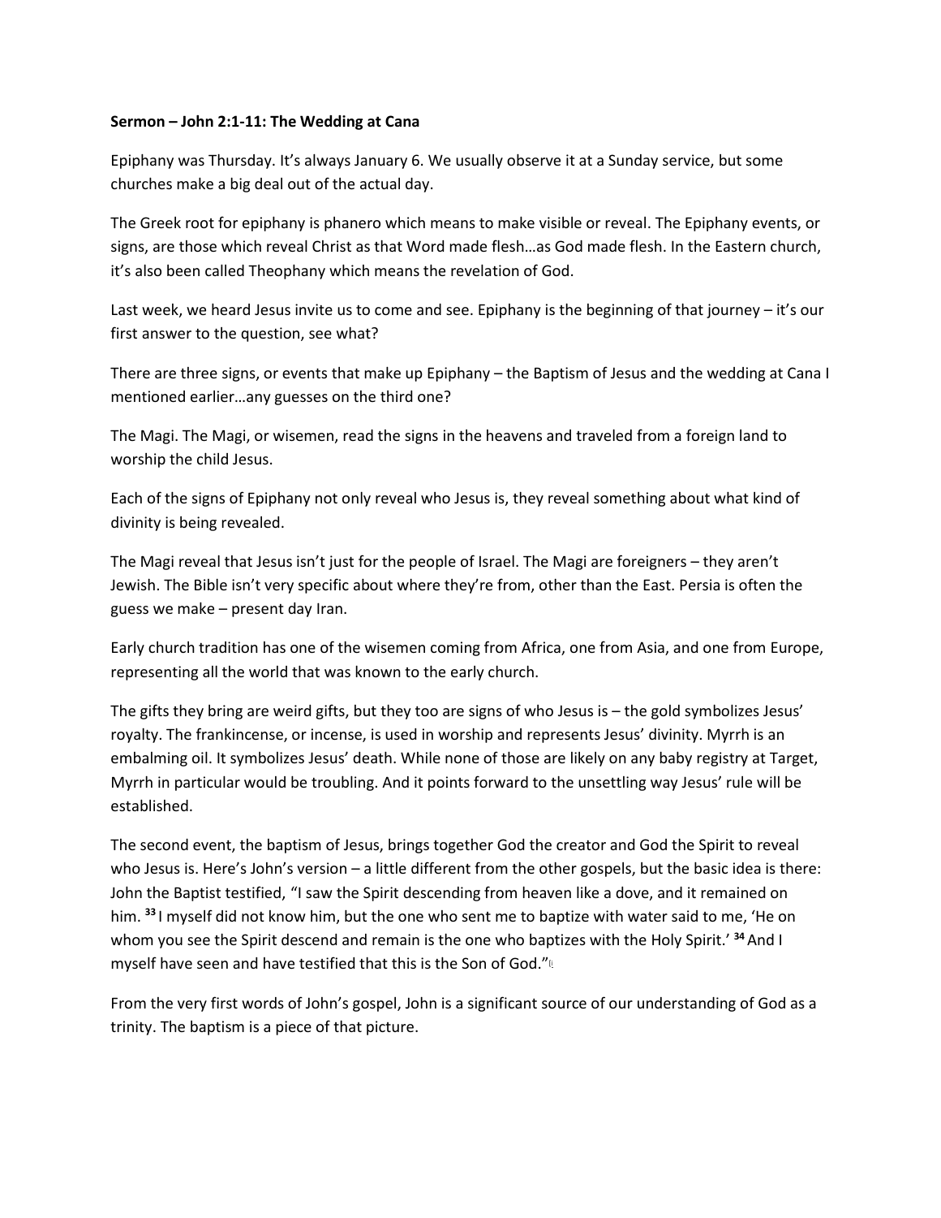**Sermon – John 2:1-11: The Wedding at Cana**

Epiphany was Thursday. It's always January 6. We usually observe it at a Sunday service, but some churches make a big deal out of the actual day.

The Greek root for epiphany is phanero which means to make visible or reveal. The Epiphany events, or signs, are those which reveal Christ as that Word made flesh…as God made flesh. In the Eastern church, it's also been called Theophany which means the revelation of God.

Last week, we heard Jesus invite us to come and see. Epiphany is the beginning of that journey – it's our first answer to the question, see what?

There are three signs, or events that make up Epiphany – the Baptism of Jesus and the wedding at Cana I mentioned earlier…any guesses on the third one?

The Magi. The Magi, or wisemen, read the signs in the heavens and traveled from a foreign land to worship the child Jesus.

Each of the signs of Epiphany not only reveal who Jesus is, they reveal something about what kind of divinity is being revealed.

The Magi reveal that Jesus isn't just for the people of Israel. The Magi are foreigners – they aren't Jewish. The Bible isn't very specific about where they're from, other than the East. Persia is often the guess we make – present day Iran.

Early church tradition has one of the wisemen coming from Africa, one from Asia, and one from Europe, representing all the world that was known to the early church.

The gifts they bring are weird gifts, but they too are signs of who Jesus is – the gold symbolizes Jesus' royalty. The frankincense, or incense, is used in worship and represents Jesus' divinity. Myrrh is an embalming oil. It symbolizes Jesus' death. While none of those are likely on any baby registry at Target, Myrrh in particular would be troubling. And it points forward to the unsettling way Jesus' rule will be established.

The second event, the baptism of Jesus, brings together God the creator and God the Spirit to reveal who Jesus is. Here's John's version – a little different from the other gospels, but the basic idea is there: John the Baptist testified, "I saw the Spirit descending from heaven like a dove, and it remained on him. [33] I myself did not know him, but the one who sent me to baptize with water said to me, 'He on whom you see the Spirit descend and remain is the one who baptizes with the Holy Spirit.' [34] And I myself have seen and have testified that this is the Son of God."

From the very first words of John's gospel, John is a significant source of our understanding of God as a trinity. The baptism is a piece of that picture.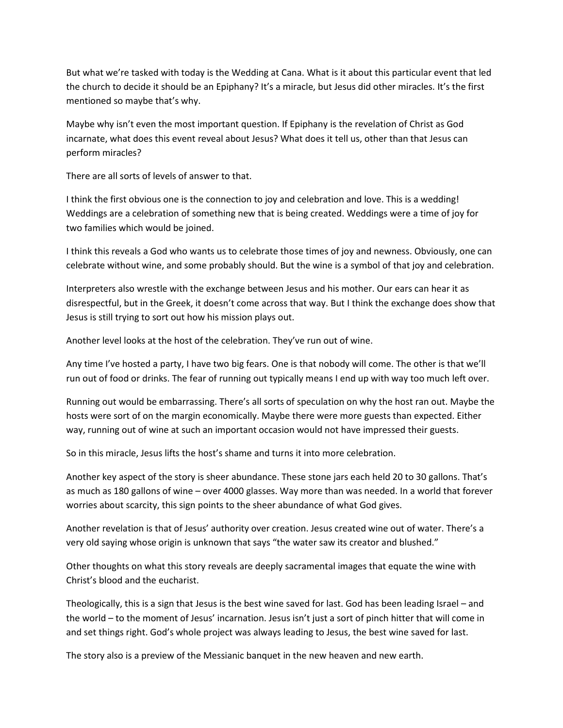But what we're tasked with today is the Wedding at Cana. What is it about this particular event that led the church to decide it should be an Epiphany? It's a miracle, but Jesus did other miracles. It's the first mentioned so maybe that's why.

Maybe why isn't even the most important question. If Epiphany is the revelation of Christ as God incarnate, what does this event reveal about Jesus? What does it tell us, other than that Jesus can perform miracles?

There are all sorts of levels of answer to that.

I think the first obvious one is the connection to joy and celebration and love. This is a wedding! Weddings are a celebration of something new that is being created. Weddings were a time of joy for two families which would be joined.

I think this reveals a God who wants us to celebrate those times of joy and newness. Obviously, one can celebrate without wine, and some probably should. But the wine is a symbol of that joy and celebration.

Interpreters also wrestle with the exchange between Jesus and his mother. Our ears can hear it as disrespectful, but in the Greek, it doesn't come across that way. But I think the exchange does show that Jesus is still trying to sort out how his mission plays out.

Another level looks at the host of the celebration. They've run out of wine.

Any time I've hosted a party, I have two big fears. One is that nobody will come. The other is that we'll run out of food or drinks. The fear of running out typically means I end up with way too much left over.

Running out would be embarrassing. There's all sorts of speculation on why the host ran out. Maybe the hosts were sort of on the margin economically. Maybe there were more guests than expected. Either way, running out of wine at such an important occasion would not have impressed their guests.

So in this miracle, Jesus lifts the host's shame and turns it into more celebration.

Another key aspect of the story is sheer abundance. These stone jars each held 20 to 30 gallons. That's as much as 180 gallons of wine – over 4000 glasses. Way more than was needed. In a world that forever worries about scarcity, this sign points to the sheer abundance of what God gives.

Another revelation is that of Jesus' authority over creation. Jesus created wine out of water. There's a very old saying whose origin is unknown that says "the water saw its creator and blushed."

Other thoughts on what this story reveals are deeply sacramental images that equate the wine with Christ's blood and the eucharist.

Theologically, this is a sign that Jesus is the best wine saved for last. God has been leading Israel – and the world – to the moment of Jesus' incarnation. Jesus isn't just a sort of pinch hitter that will come in and set things right. God's whole project was always leading to Jesus, the best wine saved for last.

The story also is a preview of the Messianic banquet in the new heaven and new earth.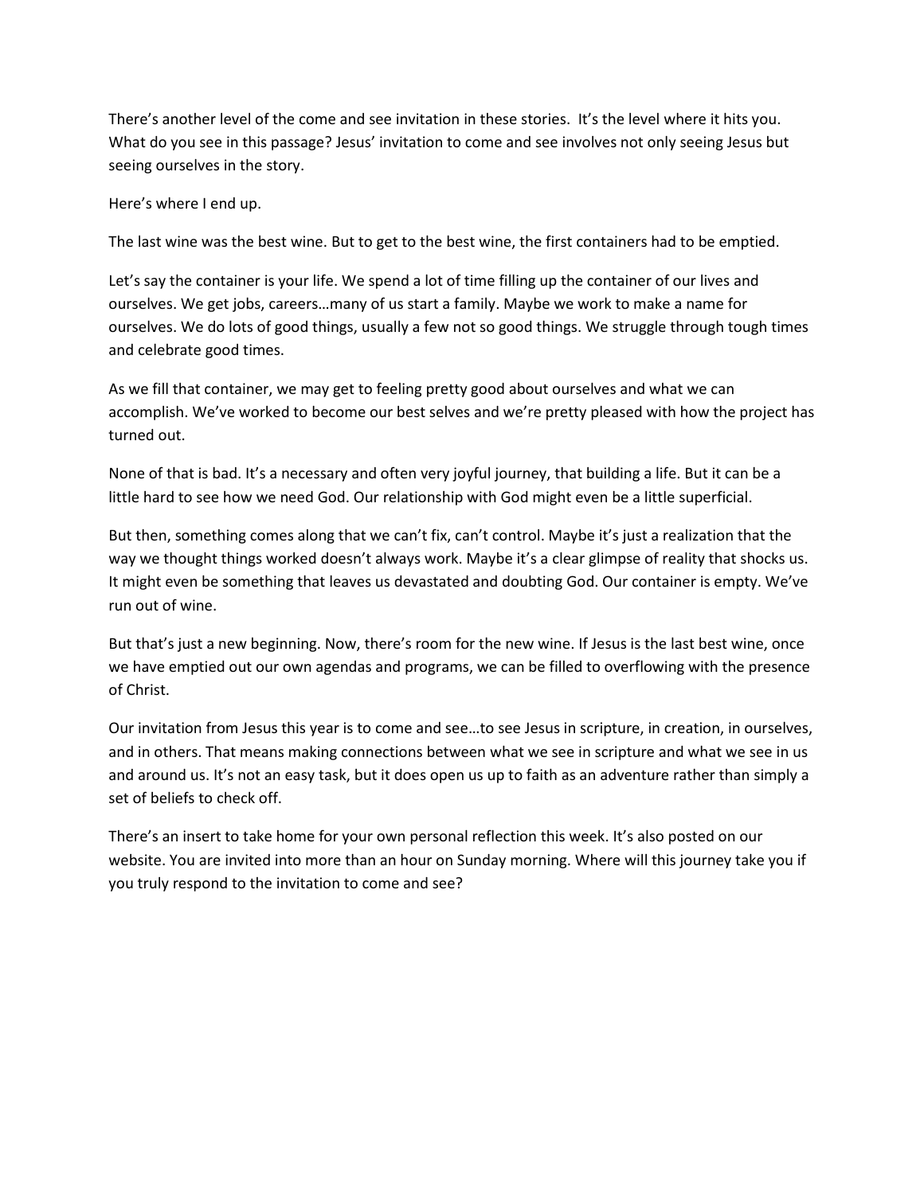There's another level of the come and see invitation in these stories.  It's the level where it hits you. What do you see in this passage? Jesus' invitation to come and see involves not only seeing Jesus but seeing ourselves in the story.

Here's where I end up.

The last wine was the best wine. But to get to the best wine, the first containers had to be emptied.

Let's say the container is your life. We spend a lot of time filling up the container of our lives and ourselves. We get jobs, careers…many of us start a family. Maybe we work to make a name for ourselves. We do lots of good things, usually a few not so good things. We struggle through tough times and celebrate good times.

As we fill that container, we may get to feeling pretty good about ourselves and what we can accomplish. We've worked to become our best selves and we're pretty pleased with how the project has turned out.

None of that is bad. It's a necessary and often very joyful journey, that building a life. But it can be a little hard to see how we need God. Our relationship with God might even be a little superficial.

But then, something comes along that we can't fix, can't control. Maybe it's just a realization that the way we thought things worked doesn't always work. Maybe it's a clear glimpse of reality that shocks us. It might even be something that leaves us devastated and doubting God. Our container is empty. We've run out of wine.

But that's just a new beginning. Now, there's room for the new wine. If Jesus is the last best wine, once we have emptied out our own agendas and programs, we can be filled to overflowing with the presence of Christ.

Our invitation from Jesus this year is to come and see…to see Jesus in scripture, in creation, in ourselves, and in others. That means making connections between what we see in scripture and what we see in us and around us. It's not an easy task, but it does open us up to faith as an adventure rather than simply a set of beliefs to check off.

There's an insert to take home for your own personal reflection this week. It's also posted on our website. You are invited into more than an hour on Sunday morning. Where will this journey take you if you truly respond to the invitation to come and see?